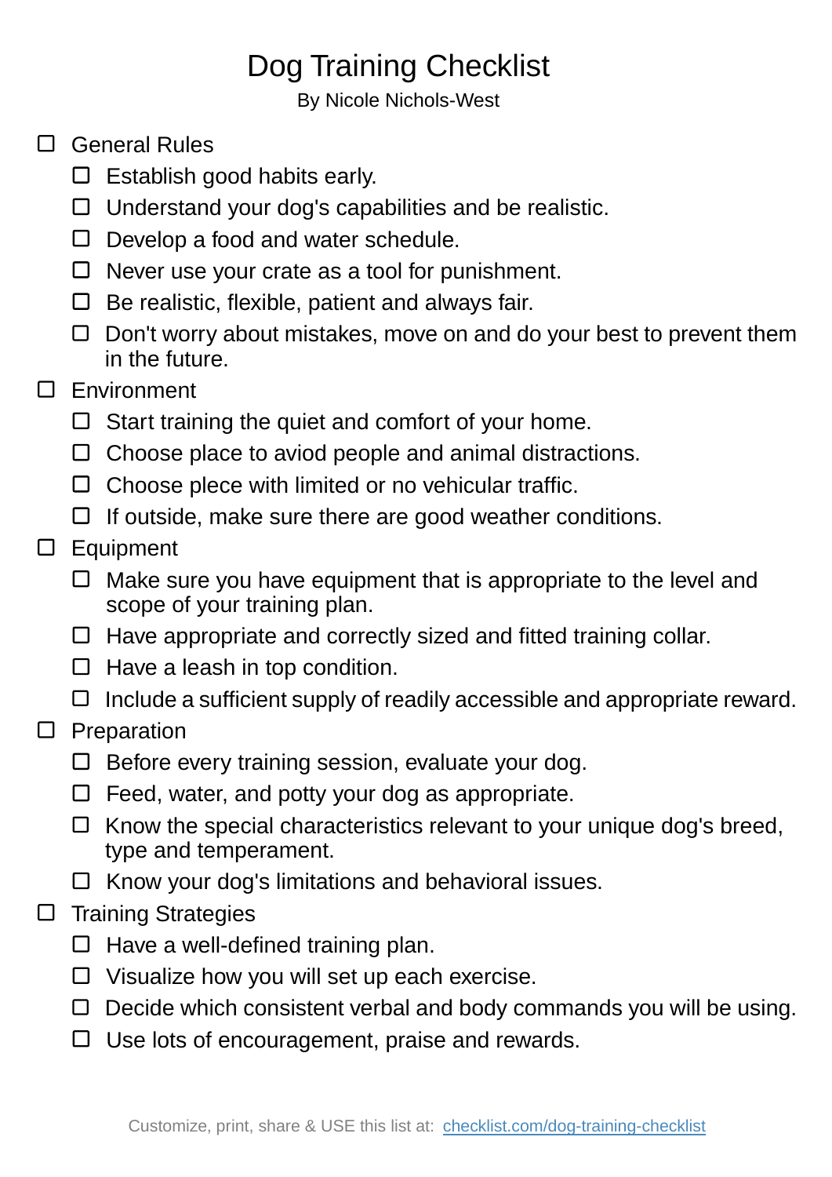# Dog Training Checklist

By Nicole Nichols-West

- [ ] General Rules
  - [ ] Establish good habits early.
  - [ ] Understand your dog's capabilities and be realistic.
  - [ ] Develop a food and water schedule.
  - [ ] Never use your crate as a tool for punishment.
  - [ ] Be realistic, flexible, patient and always fair.
  - [ ] Don't worry about mistakes, move on and do your best to prevent them in the future.
- [ ] Environment
  - [ ] Start training the quiet and comfort of your home.
  - [ ] Choose place to aviod people and animal distractions.
  - [ ] Choose plece with limited or no vehicular traffic.
  - [ ] If outside, make sure there are good weather conditions.
- [ ] Equipment
  - [ ] Make sure you have equipment that is appropriate to the level and scope of your training plan.
  - [ ] Have appropriate and correctly sized and fitted training collar.
  - [ ] Have a leash in top condition.
  - [ ] Include a sufficient supply of readily accessible and appropriate reward.
- [ ] Preparation
  - [ ] Before every training session, evaluate your dog.
  - [ ] Feed, water, and potty your dog as appropriate.
  - [ ] Know the special characteristics relevant to your unique dog's breed, type and temperament.
  - [ ] Know your dog's limitations and behavioral issues.
- [ ] Training Strategies
  - [ ] Have a well-defined training plan.
  - [ ] Visualize how you will set up each exercise.
  - [ ] Decide which consistent verbal and body commands you will be using.
  - [ ] Use lots of encouragement, praise and rewards.

Customize, print, share & USE this list at: [checklist.com/dog-training-checklist](https://checklist.com/dog-training-checklist)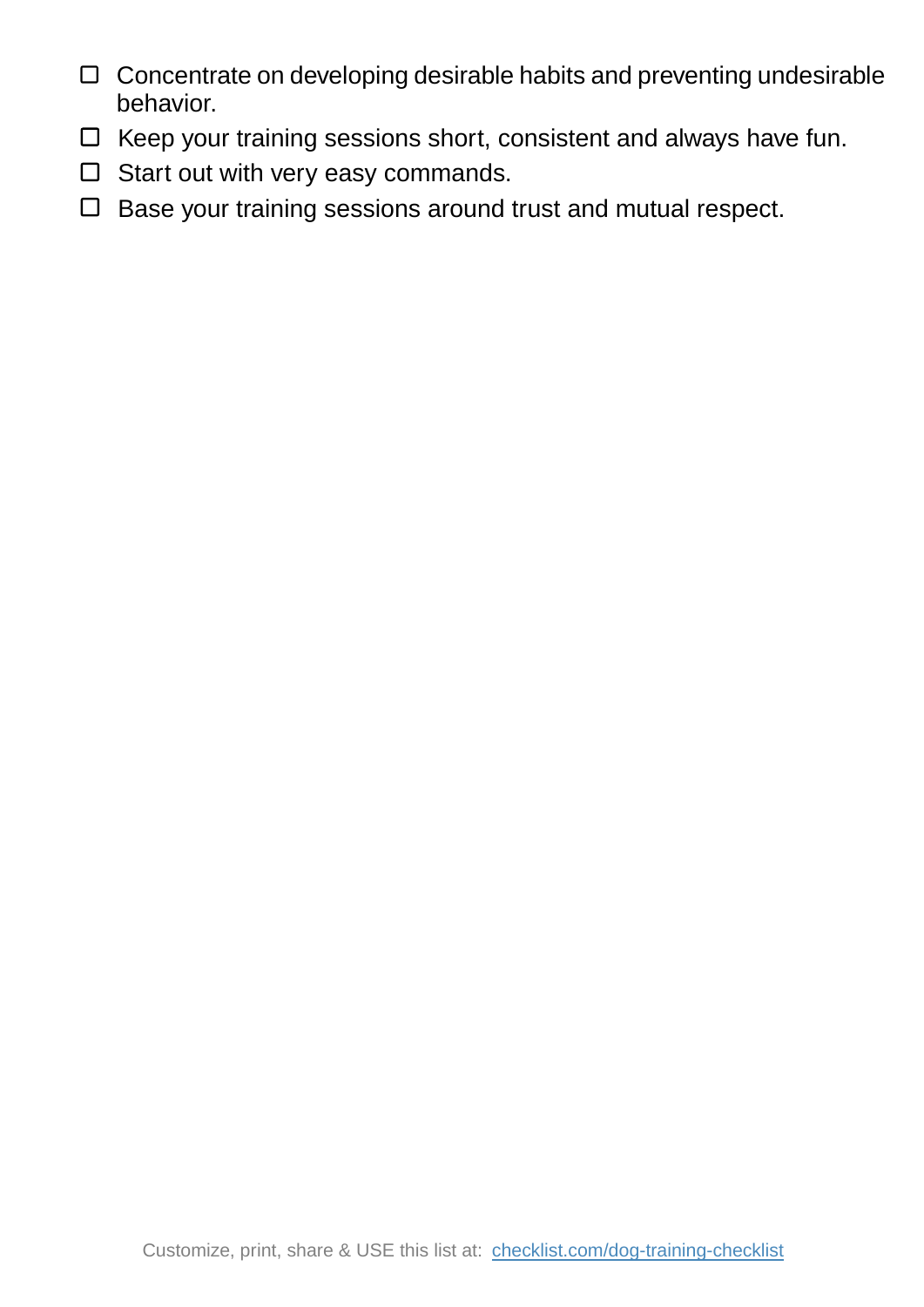- [ ] Concentrate on developing desirable habits and preventing undesirable behavior.
- [ ] Keep your training sessions short, consistent and always have fun.
- [ ] Start out with very easy commands.
- [ ] Base your training sessions around trust and mutual respect.

Customize, print, share & USE this list at: [checklist.com/dog-training-checklist](checklist.com/dog-training-checklist)